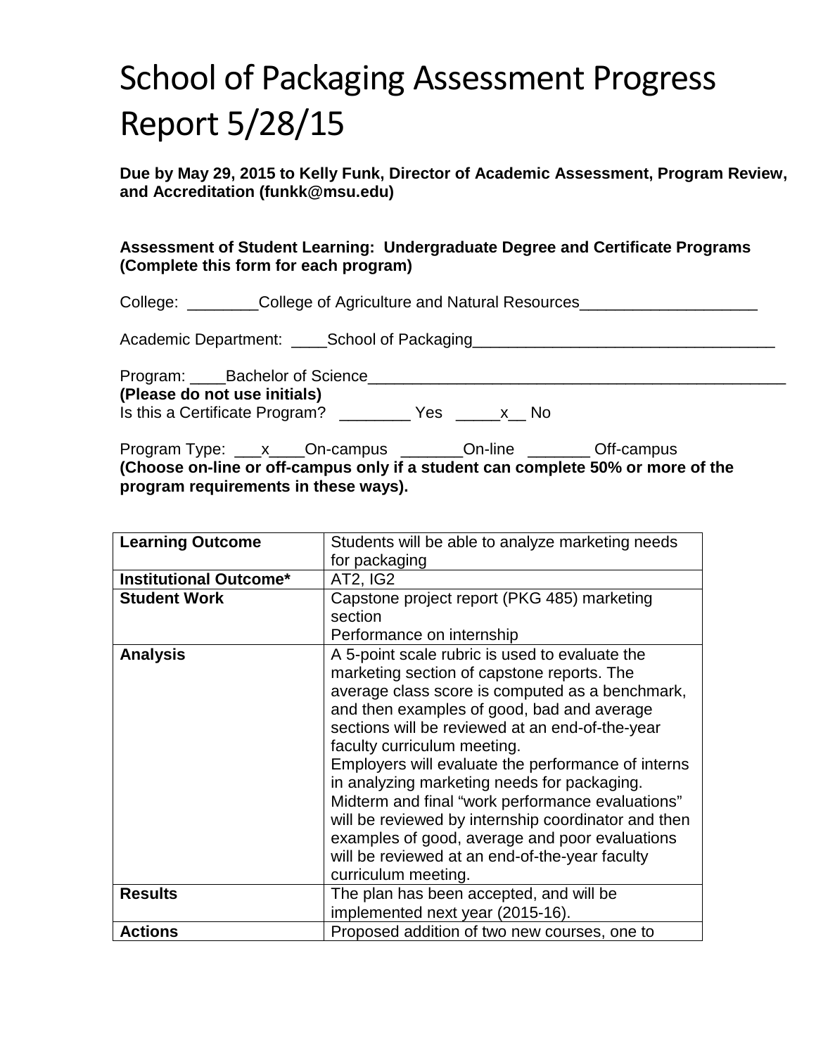# School of Packaging Assessment Progress Report 5/28/15

**Due by May 29, 2015 to Kelly Funk, Director of Academic Assessment, Program Review, and Accreditation (funkk@msu.edu)**

**Assessment of Student Learning: Undergraduate Degree and Certificate Programs (Complete this form for each program)**

College: ________College of Agriculture and Natural Resources____________________

Academic Department: ____School of Packaging__________________________________

Program: ____Bachelor of Science_______________________________________________
**(Please do not use initials)**
Is this a Certificate Program? ________ Yes _____x__ No

Program Type: ___x____On-campus _______On-line _______ Off-campus
**(Choose on-line or off-campus only if a student can complete 50% or more of the program requirements in these ways).**

| **Learning Outcome** | Students will be able to analyze marketing needs for packaging |
|---|---|
| **Institutional Outcome*** | AT2, IG2 |
| **Student Work** | Capstone project report (PKG 485) marketing section<br>Performance on internship |
| **Analysis** | A 5-point scale rubric is used to evaluate the marketing section of capstone reports. The average class score is computed as a benchmark, and then examples of good, bad and average sections will be reviewed at an end-of-the-year faculty curriculum meeting.<br>Employers will evaluate the performance of interns in analyzing marketing needs for packaging. Midterm and final "work performance evaluations" will be reviewed by internship coordinator and then examples of good, average and poor evaluations will be reviewed at an end-of-the-year faculty curriculum meeting. |
| **Results** | The plan has been accepted, and will be implemented next year (2015-16). |
| **Actions** | Proposed addition of two new courses, one to |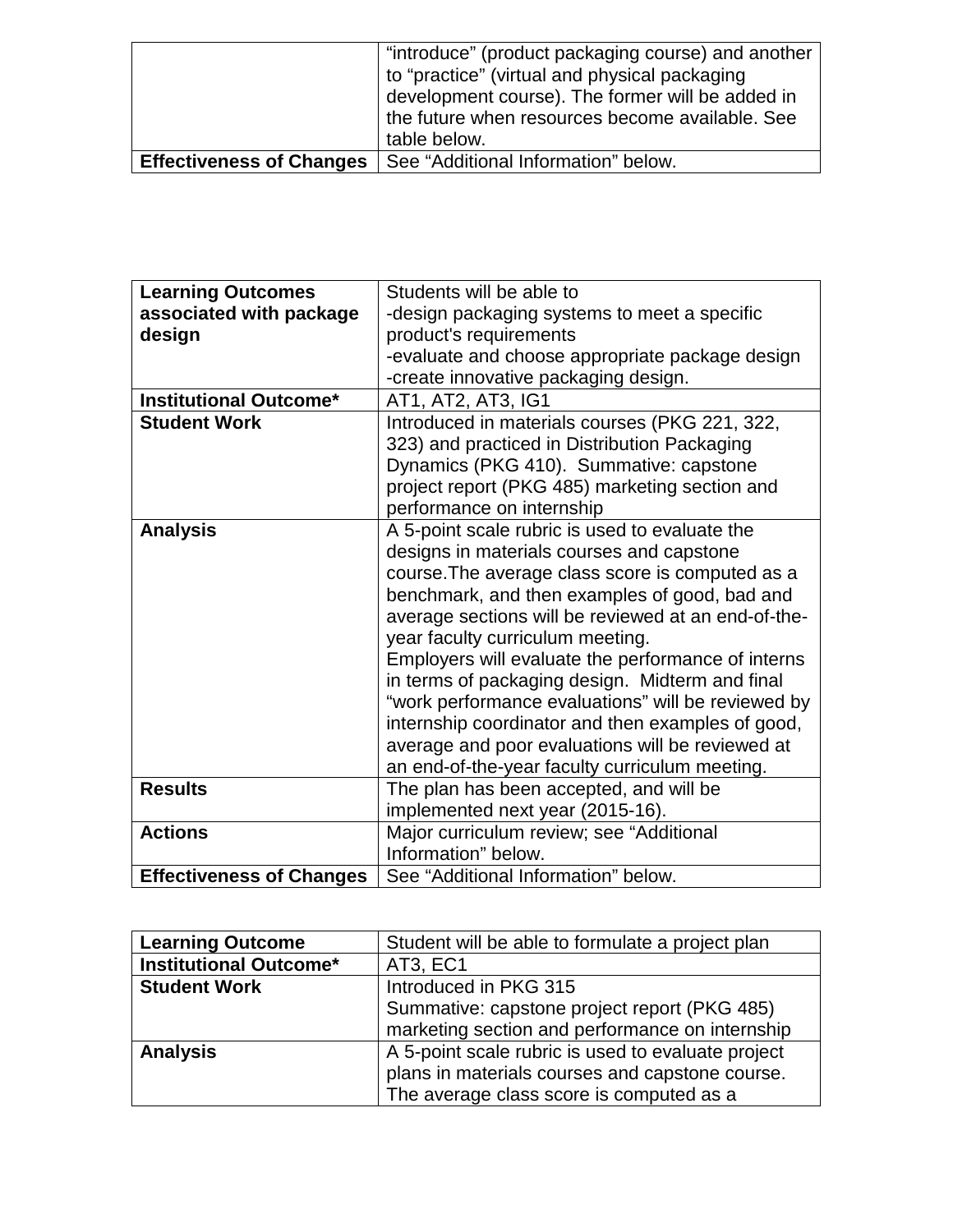| | |
|---|---|
| | “introduce” (product packaging course) and another to “practice” (virtual and physical packaging development course). The former will be added in the future when resources become available. See table below. |
| **Effectiveness of Changes** | See “Additional Information” below. |

| | |
|---|---|
| **Learning Outcomes associated with package design** | Students will be able to<br>-design packaging systems to meet a specific product's requirements<br>-evaluate and choose appropriate package design<br>-create innovative packaging design. |
| **Institutional Outcome*** | AT1, AT2, AT3, IG1 |
| **Student Work** | Introduced in materials courses (PKG 221, 322, 323) and practiced in Distribution Packaging Dynamics (PKG 410). Summative: capstone project report (PKG 485) marketing section and performance on internship |
| **Analysis** | A 5-point scale rubric is used to evaluate the designs in materials courses and capstone course.The average class score is computed as a benchmark, and then examples of good, bad and average sections will be reviewed at an end-of-the-year faculty curriculum meeting.<br>Employers will evaluate the performance of interns in terms of packaging design. Midterm and final “work performance evaluations” will be reviewed by internship coordinator and then examples of good, average and poor evaluations will be reviewed at an end-of-the-year faculty curriculum meeting. |
| **Results** | The plan has been accepted, and will be implemented next year (2015-16). |
| **Actions** | Major curriculum review; see “Additional Information” below. |
| **Effectiveness of Changes** | See “Additional Information” below. |

| | |
|---|---|
| **Learning Outcome** | Student will be able to formulate a project plan |
| **Institutional Outcome*** | AT3, EC1 |
| **Student Work** | Introduced in PKG 315<br>Summative: capstone project report (PKG 485) marketing section and performance on internship |
| **Analysis** | A 5-point scale rubric is used to evaluate project plans in materials courses and capstone course. The average class score is computed as a |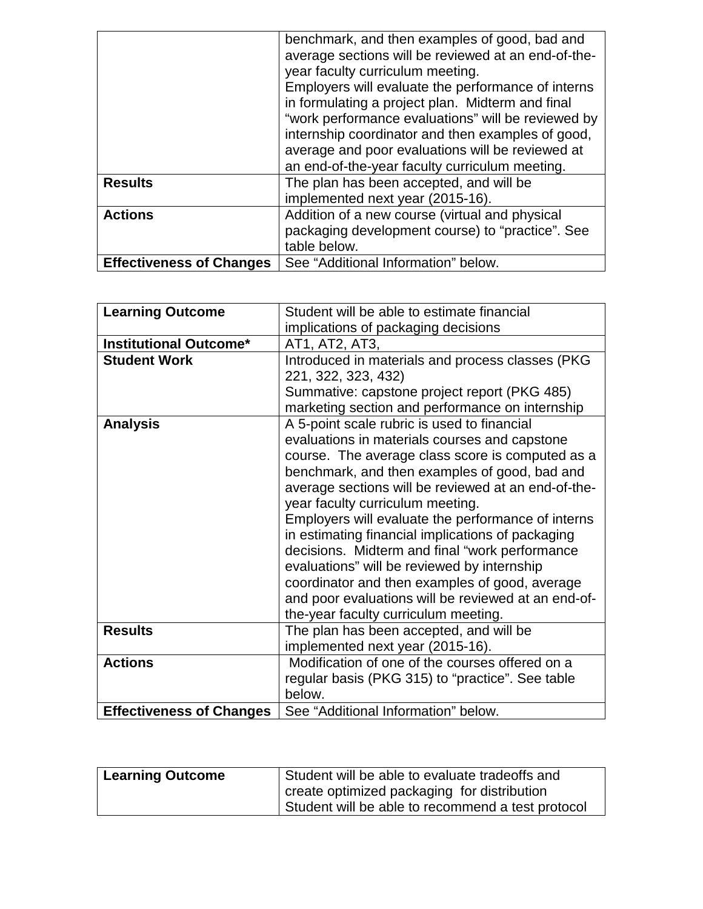|  |  |
|---|---|
|  | benchmark, and then examples of good, bad and average sections will be reviewed at an end-of-the-year faculty curriculum meeting.<br>Employers will evaluate the performance of interns in formulating a project plan. Midterm and final “work performance evaluations” will be reviewed by internship coordinator and then examples of good, average and poor evaluations will be reviewed at an end-of-the-year faculty curriculum meeting. |
| **Results** | The plan has been accepted, and will be implemented next year (2015-16). |
| **Actions** | Addition of a new course (virtual and physical packaging development course) to “practice”. See table below. |
| **Effectiveness of Changes** | See “Additional Information” below. |

| **Learning Outcome** | Student will be able to estimate financial implications of packaging decisions |
|---|---|
| **Institutional Outcome*** | AT1, AT2, AT3, |
| **Student Work** | Introduced in materials and process classes (PKG 221, 322, 323, 432)<br>Summative: capstone project report (PKG 485) marketing section and performance on internship |
| **Analysis** | A 5-point scale rubric is used to financial evaluations in materials courses and capstone course. The average class score is computed as a benchmark, and then examples of good, bad and average sections will be reviewed at an end-of-the-year faculty curriculum meeting.<br>Employers will evaluate the performance of interns in estimating financial implications of packaging decisions. Midterm and final “work performance evaluations” will be reviewed by internship coordinator and then examples of good, average and poor evaluations will be reviewed at an end-of-the-year faculty curriculum meeting. |
| **Results** | The plan has been accepted, and will be implemented next year (2015-16). |
| **Actions** | Modification of one of the courses offered on a regular basis (PKG 315) to “practice”. See table below. |
| **Effectiveness of Changes** | See “Additional Information” below. |

| **Learning Outcome** | Student will be able to evaluate tradeoffs and create optimized packaging for distribution<br>Student will be able to recommend a test protocol |
|---|---|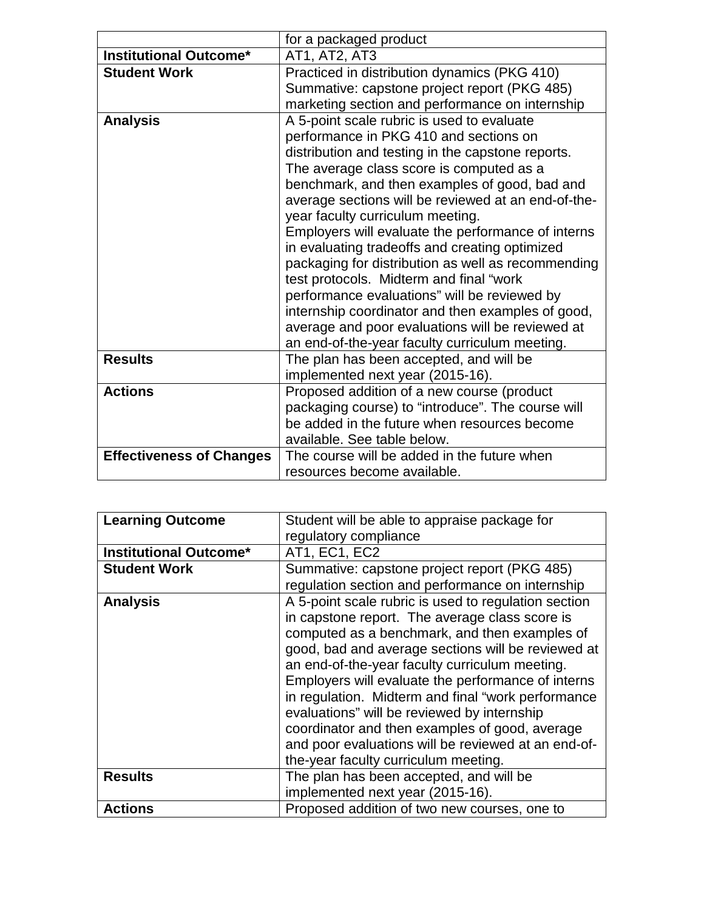| | for a packaged product |
|---|---|
| **Institutional Outcome*** | AT1, AT2, AT3 |
| **Student Work** | Practiced in distribution dynamics (PKG 410)<br>Summative: capstone project report (PKG 485) marketing section and performance on internship |
| **Analysis** | A 5-point scale rubric is used to evaluate performance in PKG 410 and sections on distribution and testing in the capstone reports. The average class score is computed as a benchmark, and then examples of good, bad and average sections will be reviewed at an end-of-the-year faculty curriculum meeting.<br>Employers will evaluate the performance of interns in evaluating tradeoffs and creating optimized packaging for distribution as well as recommending test protocols. Midterm and final "work performance evaluations" will be reviewed by internship coordinator and then examples of good, average and poor evaluations will be reviewed at an end-of-the-year faculty curriculum meeting. |
| **Results** | The plan has been accepted, and will be implemented next year (2015-16). |
| **Actions** | Proposed addition of a new course (product packaging course) to "introduce". The course will be added in the future when resources become available. See table below. |
| **Effectiveness of Changes** | The course will be added in the future when resources become available. |

| **Learning Outcome** | Student will be able to appraise package for regulatory compliance |
|---|---|
| **Institutional Outcome*** | AT1, EC1, EC2 |
| **Student Work** | Summative: capstone project report (PKG 485) regulation section and performance on internship |
| **Analysis** | A 5-point scale rubric is used to regulation section in capstone report. The average class score is computed as a benchmark, and then examples of good, bad and average sections will be reviewed at an end-of-the-year faculty curriculum meeting.<br>Employers will evaluate the performance of interns in regulation. Midterm and final "work performance evaluations" will be reviewed by internship coordinator and then examples of good, average and poor evaluations will be reviewed at an end-of-the-year faculty curriculum meeting. |
| **Results** | The plan has been accepted, and will be implemented next year (2015-16). |
| **Actions** | Proposed addition of two new courses, one to |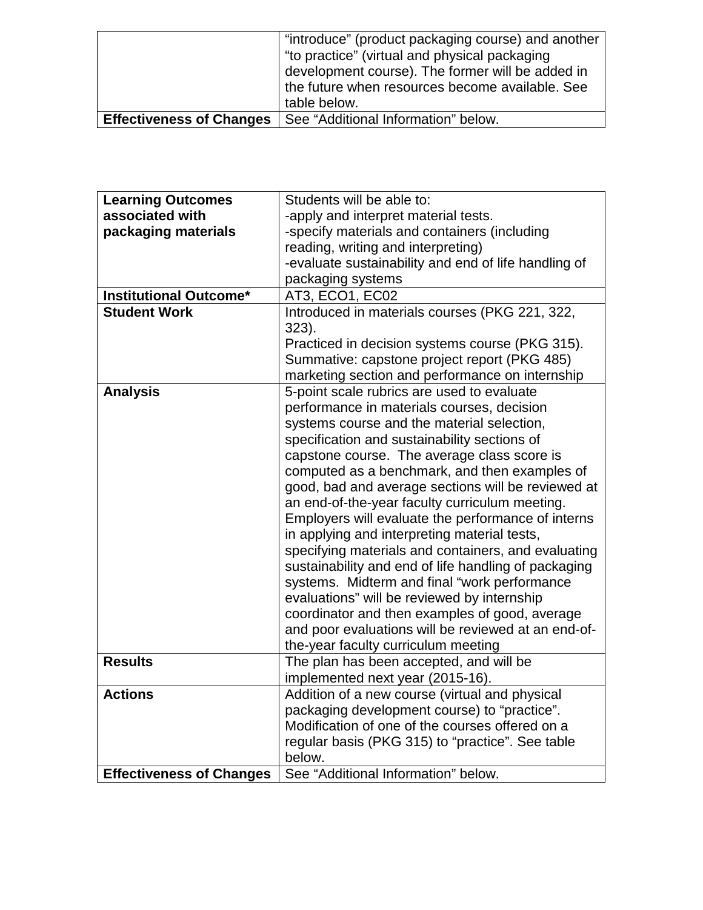| | “introduce” (product packaging course) and another “to practice” (virtual and physical packaging development course). The former will be added in the future when resources become available. See table below. |
|---|---|
| **Effectiveness of Changes** | See “Additional Information” below. |

| **Learning Outcomes associated with packaging materials** | Students will be able to: -apply and interpret material tests. -specify materials and containers (including reading, writing and interpreting) -evaluate sustainability and end of life handling of packaging systems |
|---|---|
| **Institutional Outcome*** | AT3, ECO1, EC02 |
| **Student Work** | Introduced in materials courses (PKG 221, 322, 323). Practiced in decision systems course (PKG 315). Summative: capstone project report (PKG 485) marketing section and performance on internship |
| **Analysis** | 5-point scale rubrics are used to evaluate performance in materials courses, decision systems course and the material selection, specification and sustainability sections of capstone course. The average class score is computed as a benchmark, and then examples of good, bad and average sections will be reviewed at an end-of-the-year faculty curriculum meeting. Employers will evaluate the performance of interns in applying and interpreting material tests, specifying materials and containers, and evaluating sustainability and end of life handling of packaging systems. Midterm and final “work performance evaluations” will be reviewed by internship coordinator and then examples of good, average and poor evaluations will be reviewed at an end-of-the-year faculty curriculum meeting |
| **Results** | The plan has been accepted, and will be implemented next year (2015-16). |
| **Actions** | Addition of a new course (virtual and physical packaging development course) to “practice”. Modification of one of the courses offered on a regular basis (PKG 315) to “practice”. See table below. |
| **Effectiveness of Changes** | See “Additional Information” below. |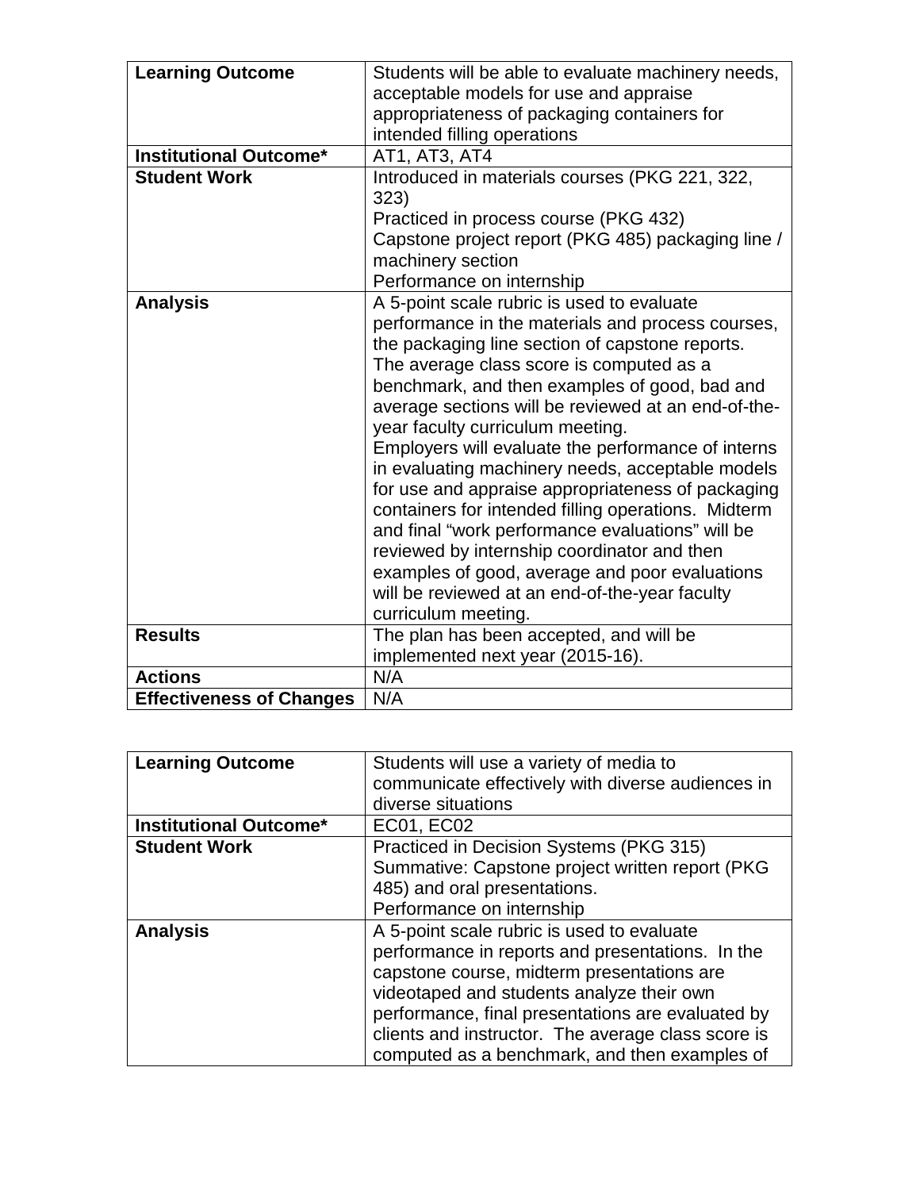| Learning Outcome | Students will be able to evaluate machinery needs, acceptable models for use and appraise appropriateness of packaging containers for intended filling operations |
|---|---|
| **Institutional Outcome*** | AT1, AT3, AT4 |
| **Student Work** | Introduced in materials courses (PKG 221, 322, 323)<br>Practiced in process course (PKG 432)<br>Capstone project report (PKG 485) packaging line / machinery section<br>Performance on internship |
| **Analysis** | A 5-point scale rubric is used to evaluate performance in the materials and process courses, the packaging line section of capstone reports. The average class score is computed as a benchmark, and then examples of good, bad and average sections will be reviewed at an end-of-the-year faculty curriculum meeting.<br>Employers will evaluate the performance of interns in evaluating machinery needs, acceptable models for use and appraise appropriateness of packaging containers for intended filling operations. Midterm and final "work performance evaluations" will be reviewed by internship coordinator and then examples of good, average and poor evaluations will be reviewed at an end-of-the-year faculty curriculum meeting. |
| **Results** | The plan has been accepted, and will be implemented next year (2015-16). |
| **Actions** | N/A |
| **Effectiveness of Changes** | N/A |

| Learning Outcome | Students will use a variety of media to communicate effectively with diverse audiences in diverse situations |
|---|---|
| **Institutional Outcome*** | EC01, EC02 |
| **Student Work** | Practiced in Decision Systems (PKG 315)<br>Summative: Capstone project written report (PKG 485) and oral presentations.<br>Performance on internship |
| **Analysis** | A 5-point scale rubric is used to evaluate performance in reports and presentations. In the capstone course, midterm presentations are videotaped and students analyze their own performance, final presentations are evaluated by clients and instructor. The average class score is computed as a benchmark, and then examples of |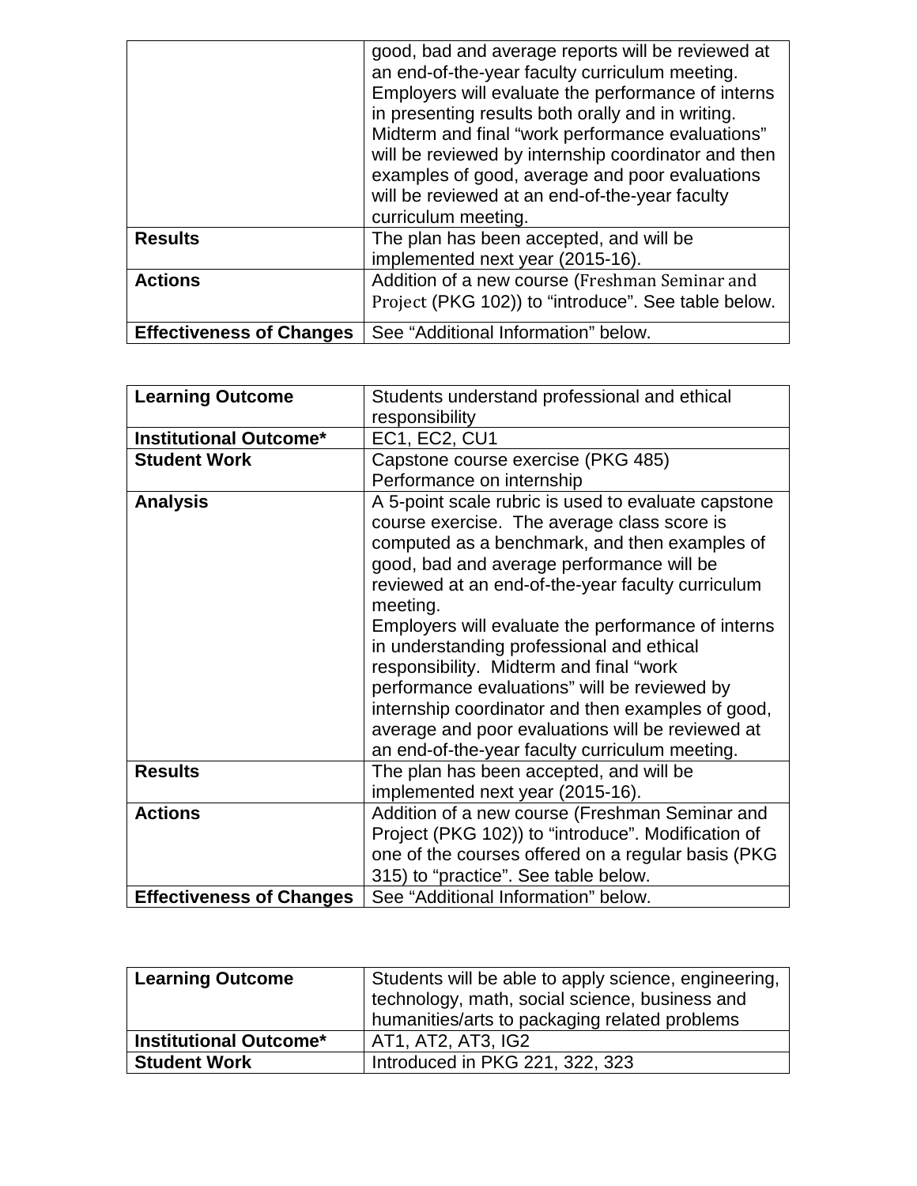| | |
|---|---|
| | good, bad and average reports will be reviewed at an end-of-the-year faculty curriculum meeting. Employers will evaluate the performance of interns in presenting results both orally and in writing. Midterm and final “work performance evaluations” will be reviewed by internship coordinator and then examples of good, average and poor evaluations will be reviewed at an end-of-the-year faculty curriculum meeting. |
| **Results** | The plan has been accepted, and will be implemented next year (2015-16). |
| **Actions** | Addition of a new course (Freshman Seminar and Project (PKG 102)) to “introduce”. See table below. |
| **Effectiveness of Changes** | See “Additional Information” below. |

| | |
|---|---|
| **Learning Outcome** | Students understand professional and ethical responsibility |
| **Institutional Outcome*** | EC1, EC2, CU1 |
| **Student Work** | Capstone course exercise (PKG 485)<br>Performance on internship |
| **Analysis** | A 5-point scale rubric is used to evaluate capstone course exercise. The average class score is computed as a benchmark, and then examples of good, bad and average performance will be reviewed at an end-of-the-year faculty curriculum meeting.<br>Employers will evaluate the performance of interns in understanding professional and ethical responsibility. Midterm and final “work performance evaluations” will be reviewed by internship coordinator and then examples of good, average and poor evaluations will be reviewed at an end-of-the-year faculty curriculum meeting. |
| **Results** | The plan has been accepted, and will be implemented next year (2015-16). |
| **Actions** | Addition of a new course (Freshman Seminar and Project (PKG 102)) to “introduce”. Modification of one of the courses offered on a regular basis (PKG 315) to “practice”. See table below. |
| **Effectiveness of Changes** | See “Additional Information” below. |

| | |
|---|---|
| **Learning Outcome** | Students will be able to apply science, engineering, technology, math, social science, business and humanities/arts to packaging related problems |
| **Institutional Outcome*** | AT1, AT2, AT3, IG2 |
| **Student Work** | Introduced in PKG 221, 322, 323 |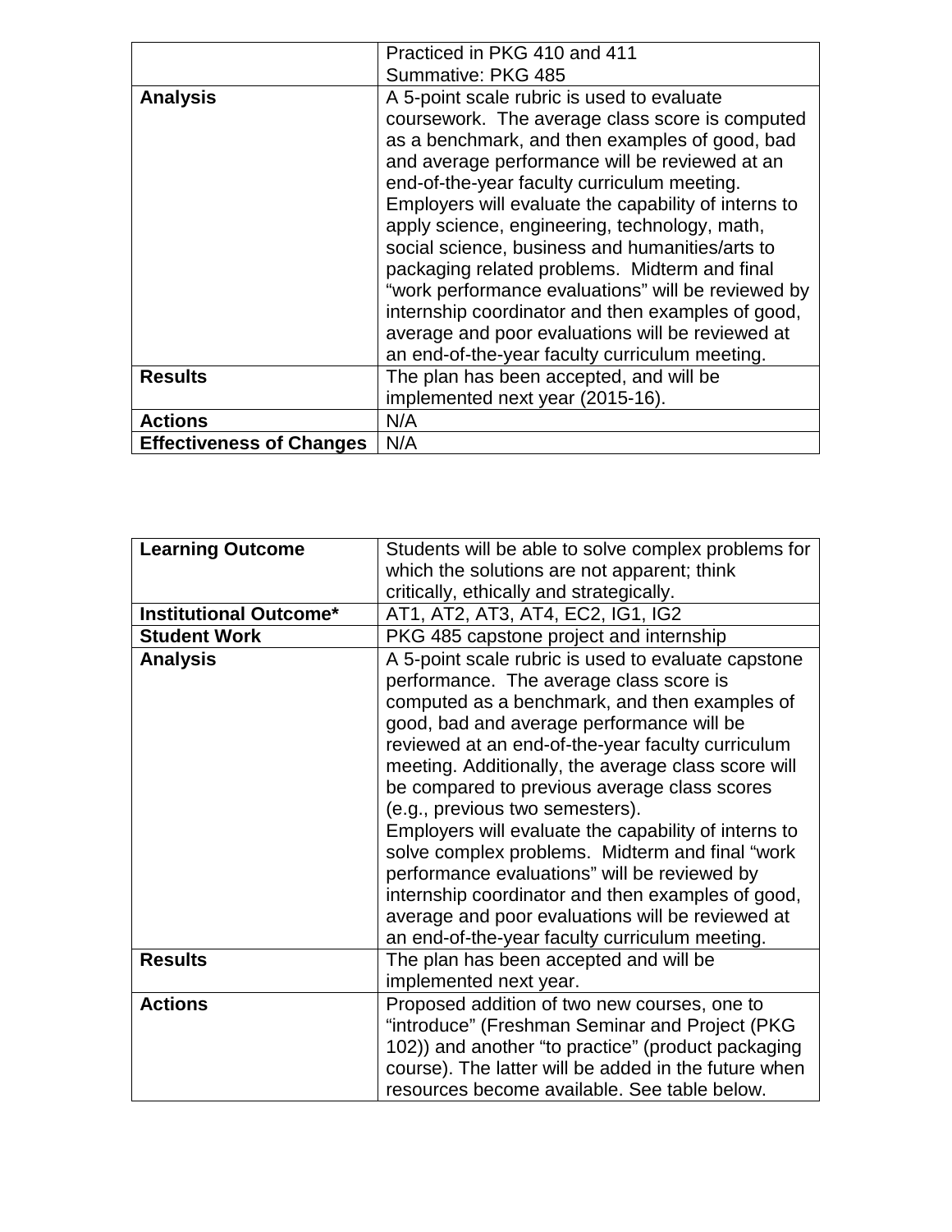| | |
|---|---|
| | Practiced in PKG 410 and 411<br>Summative: PKG 485 |
| **Analysis** | A 5-point scale rubric is used to evaluate coursework. The average class score is computed as a benchmark, and then examples of good, bad and average performance will be reviewed at an end-of-the-year faculty curriculum meeting. Employers will evaluate the capability of interns to apply science, engineering, technology, math, social science, business and humanities/arts to packaging related problems. Midterm and final "work performance evaluations" will be reviewed by internship coordinator and then examples of good, average and poor evaluations will be reviewed at an end-of-the-year faculty curriculum meeting. |
| **Results** | The plan has been accepted, and will be implemented next year (2015-16). |
| **Actions** | N/A |
| **Effectiveness of Changes** | N/A |

| | |
|---|---|
| **Learning Outcome** | Students will be able to solve complex problems for which the solutions are not apparent; think critically, ethically and strategically. |
| **Institutional Outcome*** | AT1, AT2, AT3, AT4, EC2, IG1, IG2 |
| **Student Work** | PKG 485 capstone project and internship |
| **Analysis** | A 5-point scale rubric is used to evaluate capstone performance. The average class score is computed as a benchmark, and then examples of good, bad and average performance will be reviewed at an end-of-the-year faculty curriculum meeting. Additionally, the average class score will be compared to previous average class scores (e.g., previous two semesters).<br>Employers will evaluate the capability of interns to solve complex problems. Midterm and final "work performance evaluations" will be reviewed by internship coordinator and then examples of good, average and poor evaluations will be reviewed at an end-of-the-year faculty curriculum meeting. |
| **Results** | The plan has been accepted and will be implemented next year. |
| **Actions** | Proposed addition of two new courses, one to "introduce" (Freshman Seminar and Project (PKG 102)) and another "to practice" (product packaging course). The latter will be added in the future when resources become available. See table below. |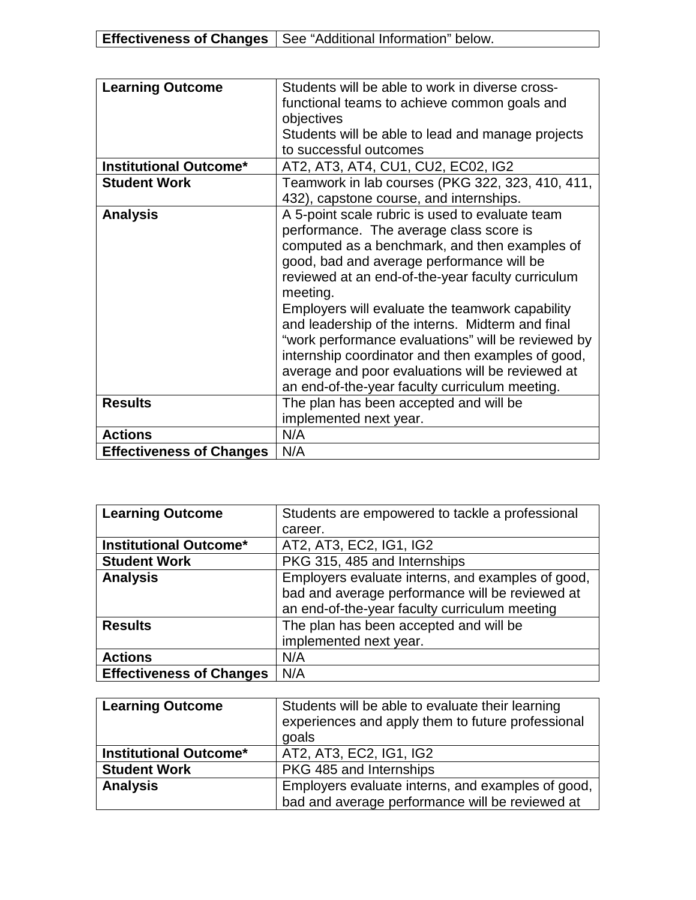| **Effectiveness of Changes** | See “Additional Information” below. |
|---|---|

| **Learning Outcome** | Students will be able to work in diverse cross-functional teams to achieve common goals and objectives<br>Students will be able to lead and manage projects to successful outcomes |
|---|---|
| **Institutional Outcome*** | AT2, AT3, AT4, CU1, CU2, EC02, IG2 |
| **Student Work** | Teamwork in lab courses (PKG 322, 323, 410, 411, 432), capstone course, and internships. |
| **Analysis** | A 5-point scale rubric is used to evaluate team performance. The average class score is computed as a benchmark, and then examples of good, bad and average performance will be reviewed at an end-of-the-year faculty curriculum meeting.<br>Employers will evaluate the teamwork capability and leadership of the interns. Midterm and final “work performance evaluations” will be reviewed by internship coordinator and then examples of good, average and poor evaluations will be reviewed at an end-of-the-year faculty curriculum meeting. |
| **Results** | The plan has been accepted and will be implemented next year. |
| **Actions** | N/A |
| **Effectiveness of Changes** | N/A |

| **Learning Outcome** | Students are empowered to tackle a professional career. |
|---|---|
| **Institutional Outcome*** | AT2, AT3, EC2, IG1, IG2 |
| **Student Work** | PKG 315, 485 and Internships |
| **Analysis** | Employers evaluate interns, and examples of good, bad and average performance will be reviewed at an end-of-the-year faculty curriculum meeting |
| **Results** | The plan has been accepted and will be implemented next year. |
| **Actions** | N/A |
| **Effectiveness of Changes** | N/A |

| **Learning Outcome** | Students will be able to evaluate their learning experiences and apply them to future professional goals |
|---|---|
| **Institutional Outcome*** | AT2, AT3, EC2, IG1, IG2 |
| **Student Work** | PKG 485 and Internships |
| **Analysis** | Employers evaluate interns, and examples of good, bad and average performance will be reviewed at |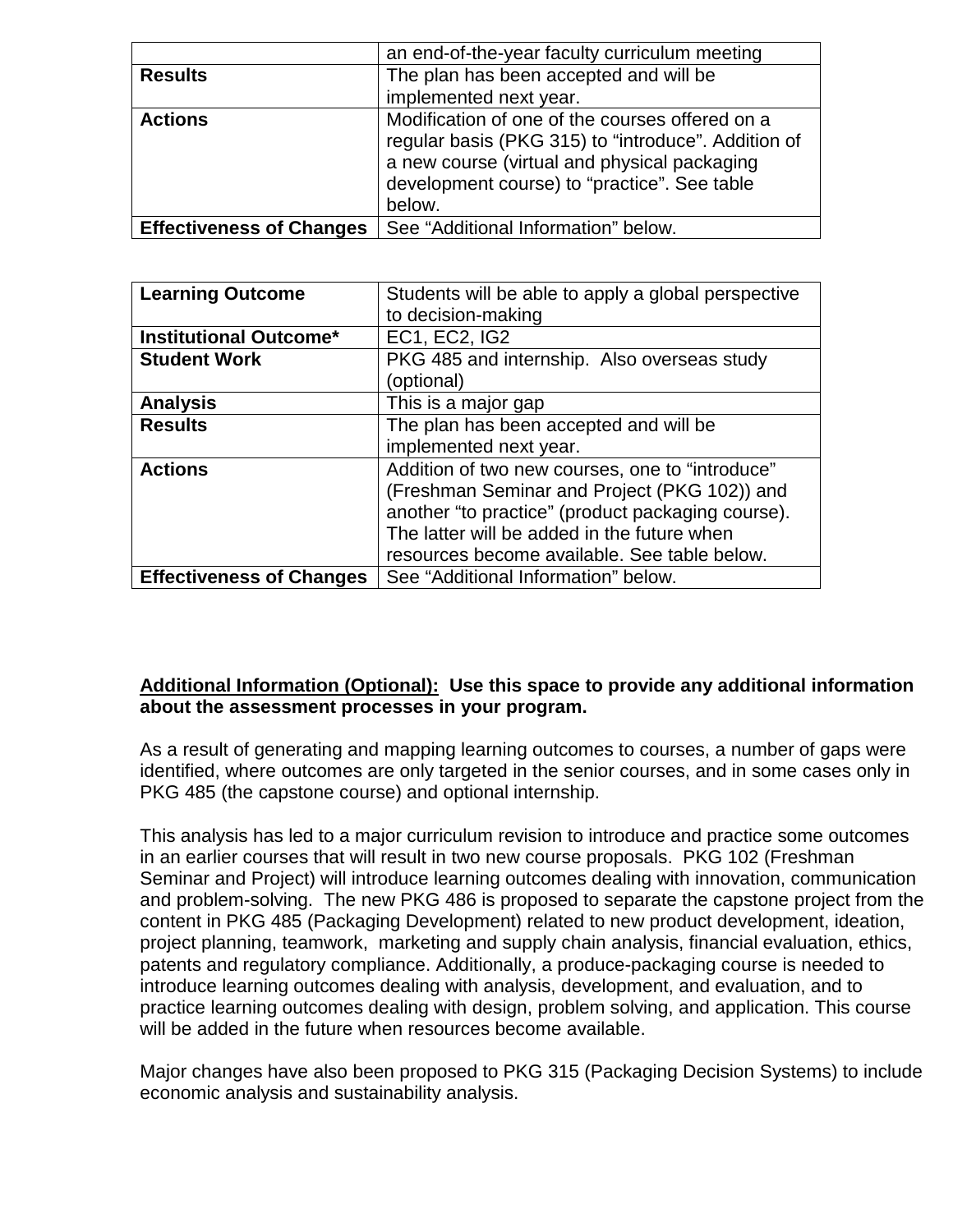| | |
|---|---|
| | an end-of-the-year faculty curriculum meeting |
| **Results** | The plan has been accepted and will be implemented next year. |
| **Actions** | Modification of one of the courses offered on a regular basis (PKG 315) to “introduce”. Addition of a new course (virtual and physical packaging development course) to “practice”. See table below. |
| **Effectiveness of Changes** | See “Additional Information” below. |

| **Learning Outcome** | Students will be able to apply a global perspective to decision-making |
|---|---|
| **Institutional Outcome*** | EC1, EC2, IG2 |
| **Student Work** | PKG 485 and internship. Also overseas study (optional) |
| **Analysis** | This is a major gap |
| **Results** | The plan has been accepted and will be implemented next year. |
| **Actions** | Addition of two new courses, one to “introduce” (Freshman Seminar and Project (PKG 102)) and another “to practice” (product packaging course). The latter will be added in the future when resources become available. See table below. |
| **Effectiveness of Changes** | See “Additional Information” below. |

**Additional Information (Optional): Use this space to provide any additional information about the assessment processes in your program.**

As a result of generating and mapping learning outcomes to courses, a number of gaps were identified, where outcomes are only targeted in the senior courses, and in some cases only in PKG 485 (the capstone course) and optional internship.

This analysis has led to a major curriculum revision to introduce and practice some outcomes in an earlier courses that will result in two new course proposals. PKG 102 (Freshman Seminar and Project) will introduce learning outcomes dealing with innovation, communication and problem-solving. The new PKG 486 is proposed to separate the capstone project from the content in PKG 485 (Packaging Development) related to new product development, ideation, project planning, teamwork, marketing and supply chain analysis, financial evaluation, ethics, patents and regulatory compliance. Additionally, a produce-packaging course is needed to introduce learning outcomes dealing with analysis, development, and evaluation, and to practice learning outcomes dealing with design, problem solving, and application. This course will be added in the future when resources become available.

Major changes have also been proposed to PKG 315 (Packaging Decision Systems) to include economic analysis and sustainability analysis.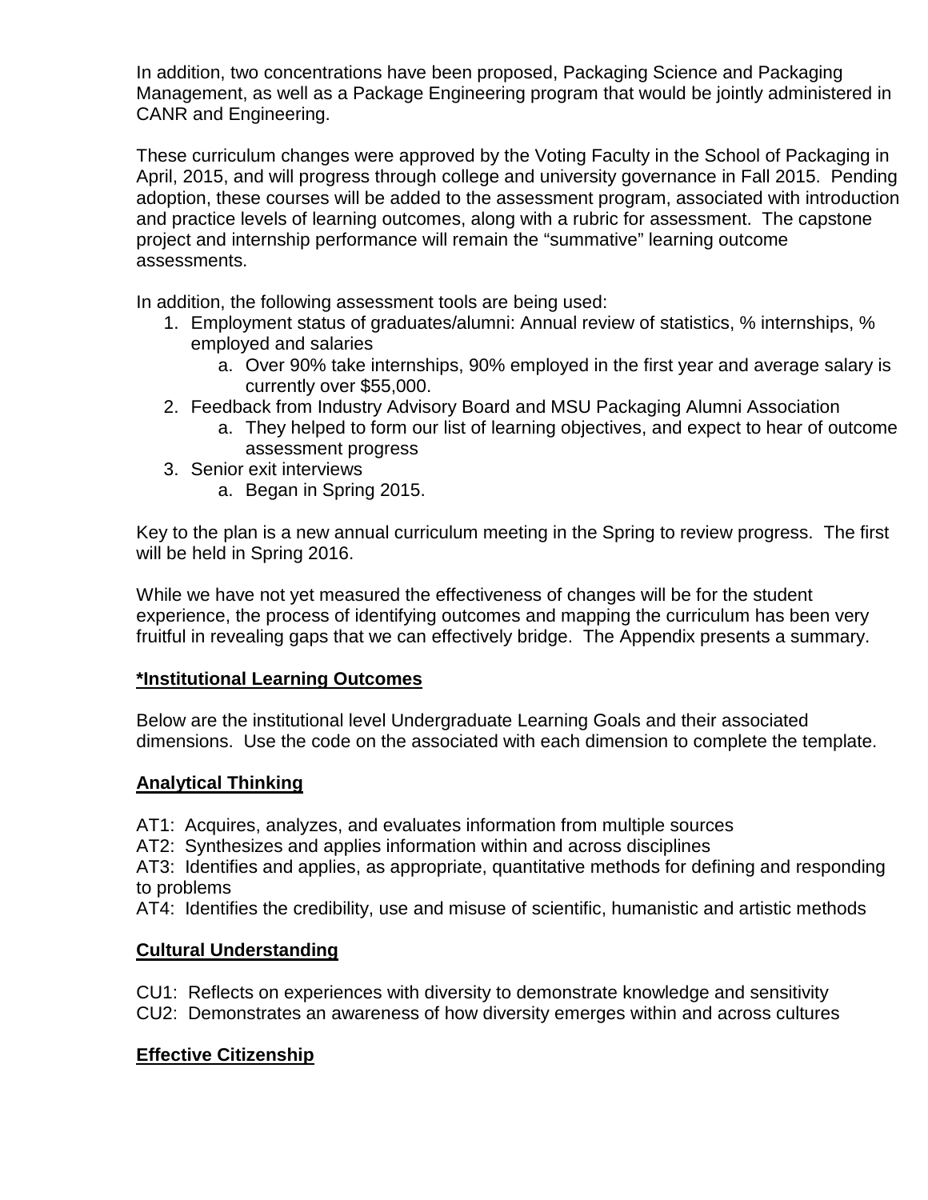In addition, two concentrations have been proposed, Packaging Science and Packaging Management, as well as a Package Engineering program that would be jointly administered in CANR and Engineering.

These curriculum changes were approved by the Voting Faculty in the School of Packaging in April, 2015, and will progress through college and university governance in Fall 2015. Pending adoption, these courses will be added to the assessment program, associated with introduction and practice levels of learning outcomes, along with a rubric for assessment. The capstone project and internship performance will remain the "summative" learning outcome assessments.

In addition, the following assessment tools are being used:

1. Employment status of graduates/alumni: Annual review of statistics, % internships, % employed and salaries
   a. Over 90% take internships, 90% employed in the first year and average salary is currently over $55,000.
2. Feedback from Industry Advisory Board and MSU Packaging Alumni Association
   a. They helped to form our list of learning objectives, and expect to hear of outcome assessment progress
3. Senior exit interviews
   a. Began in Spring 2015.

Key to the plan is a new annual curriculum meeting in the Spring to review progress. The first will be held in Spring 2016.

While we have not yet measured the effectiveness of changes will be for the student experience, the process of identifying outcomes and mapping the curriculum has been very fruitful in revealing gaps that we can effectively bridge. The Appendix presents a summary.

**\*Institutional Learning Outcomes**

Below are the institutional level Undergraduate Learning Goals and their associated dimensions. Use the code on the associated with each dimension to complete the template.

**Analytical Thinking**

AT1: Acquires, analyzes, and evaluates information from multiple sources
AT2: Synthesizes and applies information within and across disciplines
AT3: Identifies and applies, as appropriate, quantitative methods for defining and responding to problems
AT4: Identifies the credibility, use and misuse of scientific, humanistic and artistic methods

**Cultural Understanding**

CU1: Reflects on experiences with diversity to demonstrate knowledge and sensitivity
CU2: Demonstrates an awareness of how diversity emerges within and across cultures

**Effective Citizenship**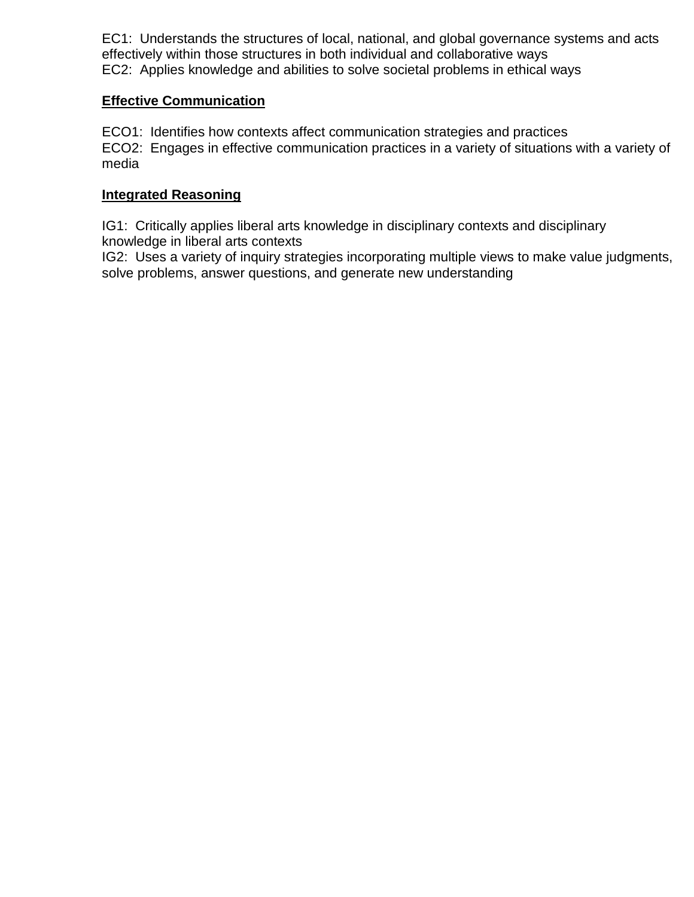EC1: Understands the structures of local, national, and global governance systems and acts effectively within those structures in both individual and collaborative ways
EC2: Applies knowledge and abilities to solve societal problems in ethical ways

**Effective Communication**

ECO1: Identifies how contexts affect communication strategies and practices
ECO2: Engages in effective communication practices in a variety of situations with a variety of media

**Integrated Reasoning**

IG1: Critically applies liberal arts knowledge in disciplinary contexts and disciplinary knowledge in liberal arts contexts
IG2: Uses a variety of inquiry strategies incorporating multiple views to make value judgments, solve problems, answer questions, and generate new understanding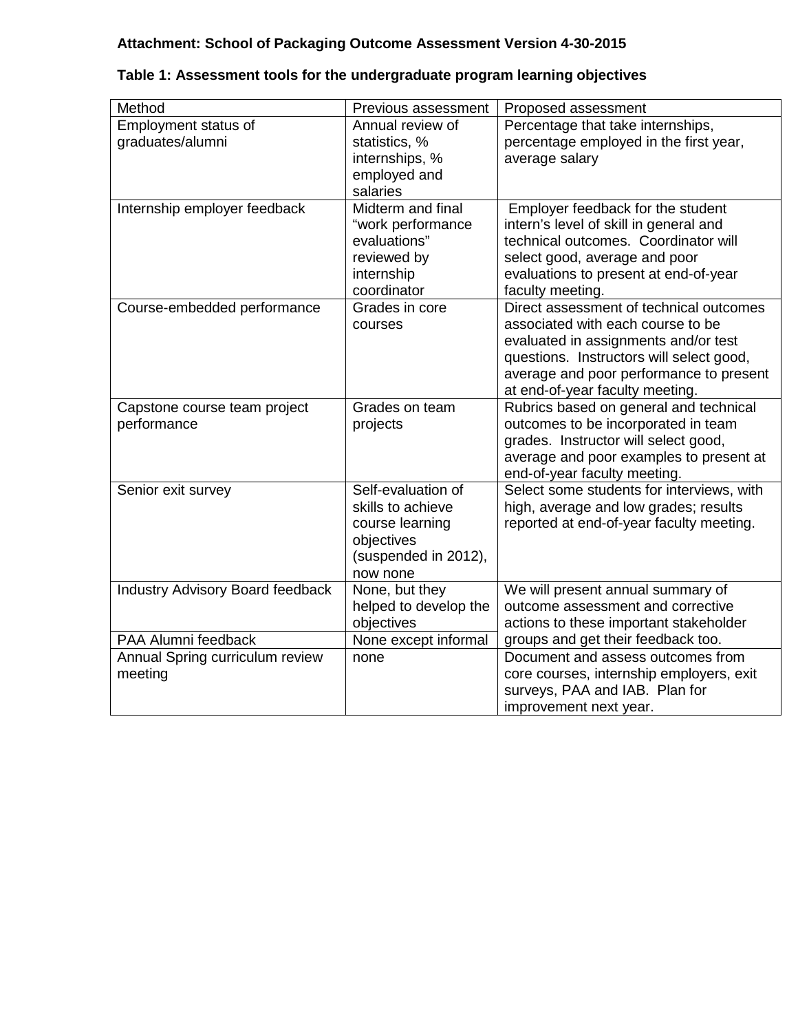**Attachment: School of Packaging Outcome Assessment Version 4-30-2015**

**Table 1: Assessment tools for the undergraduate program learning objectives**

| Method | Previous assessment | Proposed assessment |
|---|---|---|
| Employment status of graduates/alumni | Annual review of statistics, % internships, % employed and salaries | Percentage that take internships, percentage employed in the first year, average salary |
| Internship employer feedback | Midterm and final "work performance evaluations" reviewed by internship coordinator | Employer feedback for the student intern's level of skill in general and technical outcomes. Coordinator will select good, average and poor evaluations to present at end-of-year faculty meeting. |
| Course-embedded performance | Grades in core courses | Direct assessment of technical outcomes associated with each course to be evaluated in assignments and/or test questions. Instructors will select good, average and poor performance to present at end-of-year faculty meeting. |
| Capstone course team project performance | Grades on team projects | Rubrics based on general and technical outcomes to be incorporated in team grades. Instructor will select good, average and poor examples to present at end-of-year faculty meeting. |
| Senior exit survey | Self-evaluation of skills to achieve course learning objectives (suspended in 2012), now none | Select some students for interviews, with high, average and low grades; results reported at end-of-year faculty meeting. |
| Industry Advisory Board feedback | None, but they helped to develop the objectives | We will present annual summary of outcome assessment and corrective actions to these important stakeholder groups and get their feedback too. |
| PAA Alumni feedback | None except informal | |
| Annual Spring curriculum review meeting | none | Document and assess outcomes from core courses, internship employers, exit surveys, PAA and IAB. Plan for improvement next year. |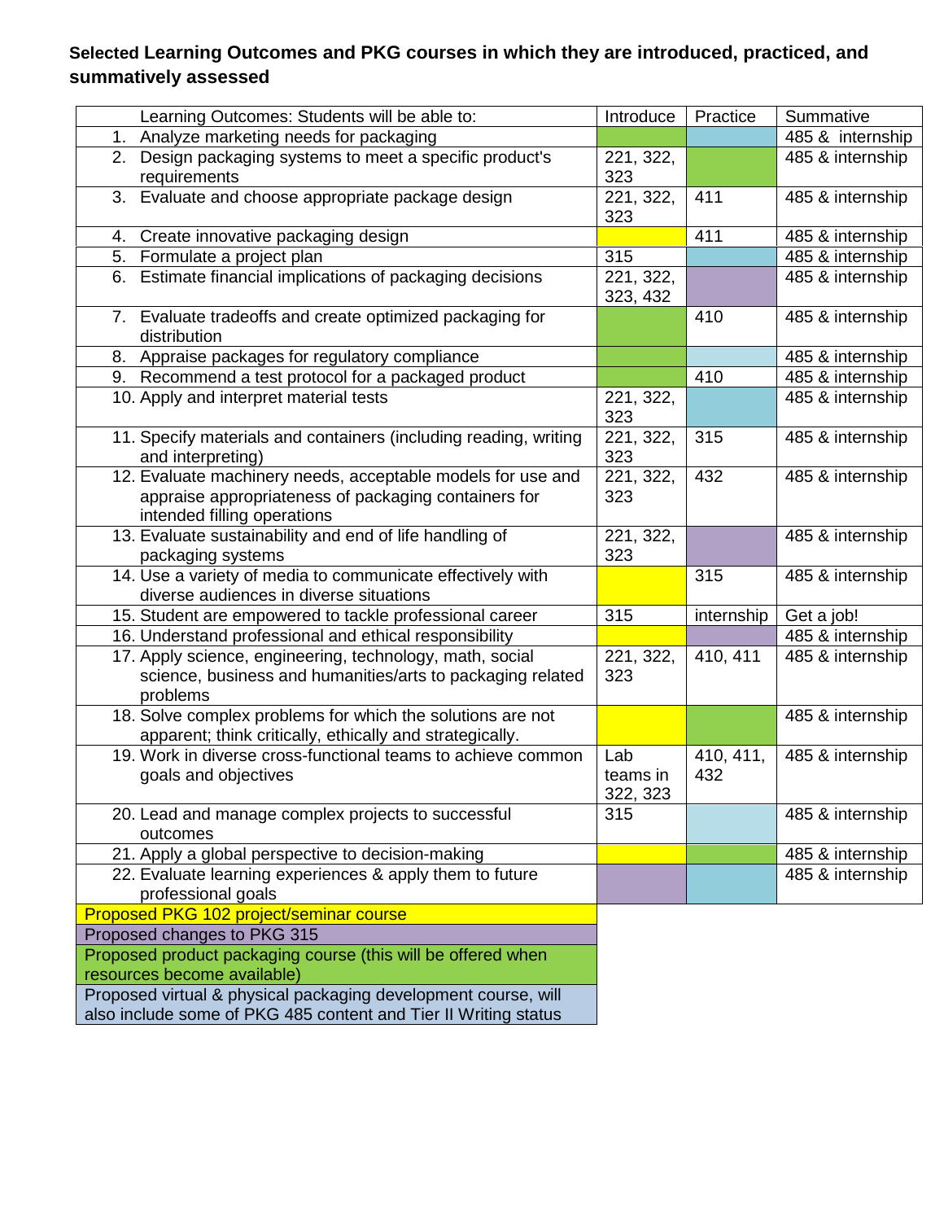**Selected Learning Outcomes and PKG courses in which they are introduced, practiced, and summatively assessed**

| Learning Outcomes: Students will be able to: | Introduce | Practice | Summative |
|---|---|---|---|
| 1. Analyze marketing needs for packaging | | | 485 & internship |
| 2. Design packaging systems to meet a specific product's requirements | 221, 322, 323 | | 485 & internship |
| 3. Evaluate and choose appropriate package design | 221, 322, 323 | 411 | 485 & internship |
| 4. Create innovative packaging design | | 411 | 485 & internship |
| 5. Formulate a project plan | 315 | | 485 & internship |
| 6. Estimate financial implications of packaging decisions | 221, 322, 323, 432 | | 485 & internship |
| 7. Evaluate tradeoffs and create optimized packaging for distribution | | 410 | 485 & internship |
| 8. Appraise packages for regulatory compliance | | | 485 & internship |
| 9. Recommend a test protocol for a packaged product | | 410 | 485 & internship |
| 10. Apply and interpret material tests | 221, 322, 323 | | 485 & internship |
| 11. Specify materials and containers (including reading, writing and interpreting) | 221, 322, 323 | 315 | 485 & internship |
| 12. Evaluate machinery needs, acceptable models for use and appraise appropriateness of packaging containers for intended filling operations | 221, 322, 323 | 432 | 485 & internship |
| 13. Evaluate sustainability and end of life handling of packaging systems | 221, 322, 323 | | 485 & internship |
| 14. Use a variety of media to communicate effectively with diverse audiences in diverse situations | | 315 | 485 & internship |
| 15. Student are empowered to tackle professional career | 315 | internship | Get a job! |
| 16. Understand professional and ethical responsibility | | | 485 & internship |
| 17. Apply science, engineering, technology, math, social science, business and humanities/arts to packaging related problems | 221, 322, 323 | 410, 411 | 485 & internship |
| 18. Solve complex problems for which the solutions are not apparent; think critically, ethically and strategically. | | | 485 & internship |
| 19. Work in diverse cross-functional teams to achieve common goals and objectives | Lab teams in 322, 323 | 410, 411, 432 | 485 & internship |
| 20. Lead and manage complex projects to successful outcomes | 315 | | 485 & internship |
| 21. Apply a global perspective to decision-making | | | 485 & internship |
| 22. Evaluate learning experiences & apply them to future professional goals | | | 485 & internship |

Legend:

- Proposed PKG 102 project/seminar course (yellow)
- Proposed changes to PKG 315 (purple)
- Proposed product packaging course (this will be offered when resources become available) (green)
- Proposed virtual & physical packaging development course, will also include some of PKG 485 content and Tier II Writing status (blue)